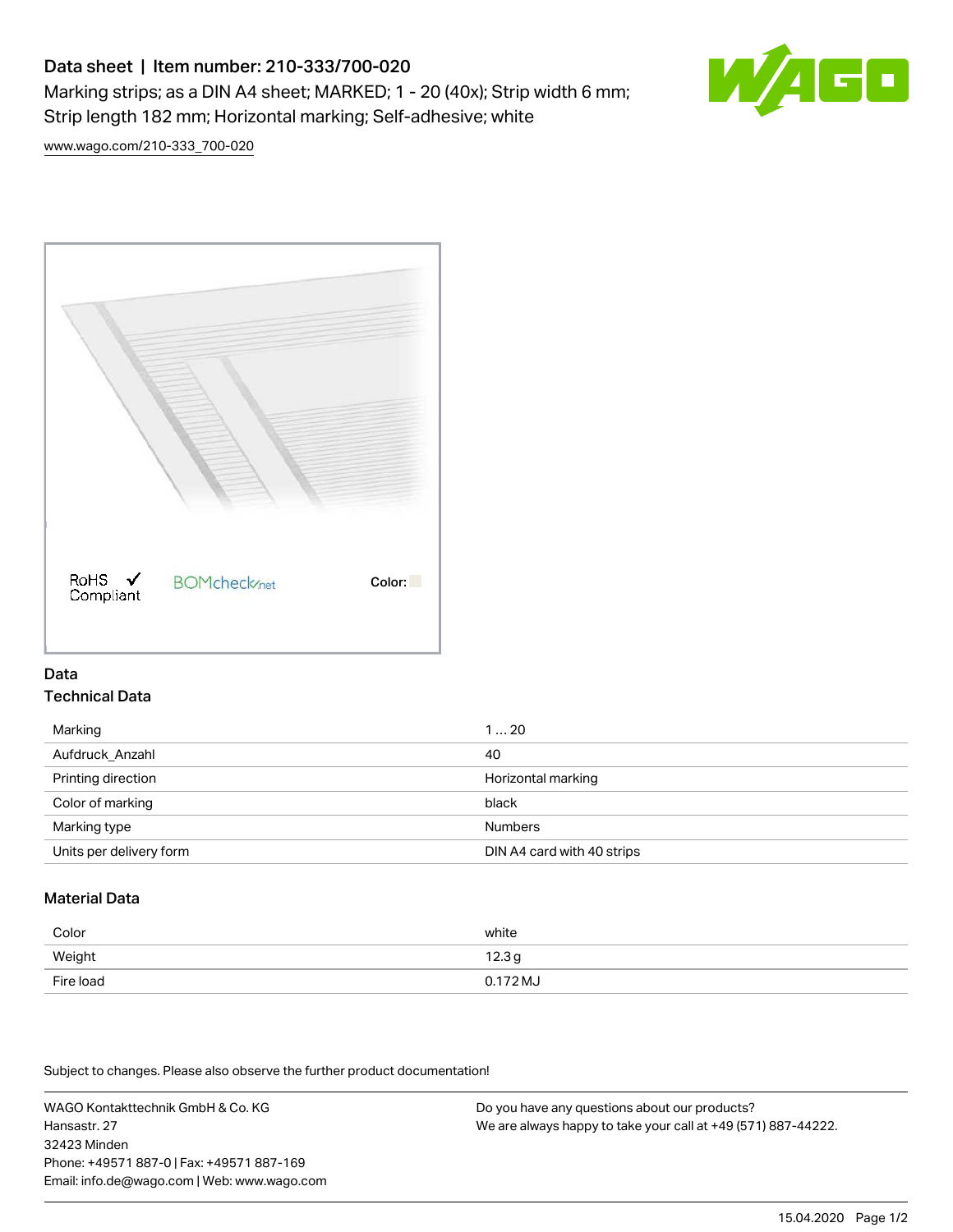# Data sheet | Item number: 210-333/700-020

Marking strips; as a DIN A4 sheet; MARKED; 1 - 20 (40x); Strip width 6 mm; Strip length 182 mm; Horizontal marking; Self-adhesive; white

www.wago.com/210-333_700-020

RoHS Compliant ✓  BOMcheck.net  Color:

## Data

### Technical Data

| | |
|---|---|
| Marking | 1 … 20 |
| Aufdruck_Anzahl | 40 |
| Printing direction | Horizontal marking |
| Color of marking | black |
| Marking type | Numbers |
| Units per delivery form | DIN A4 card with 40 strips |

### Material Data

| | |
|---|---|
| Color | white |
| Weight | 12.3 g |
| Fire load | 0.172 MJ |

Subject to changes. Please also observe the further product documentation!

WAGO Kontakttechnik GmbH & Co. KG
Hansastr. 27
32423 Minden
Phone: +49571 887-0 | Fax: +49571 887-169
Email: info.de@wago.com | Web: www.wago.com

Do you have any questions about our products?
We are always happy to take your call at +49 (571) 887-44222.

15.04.2020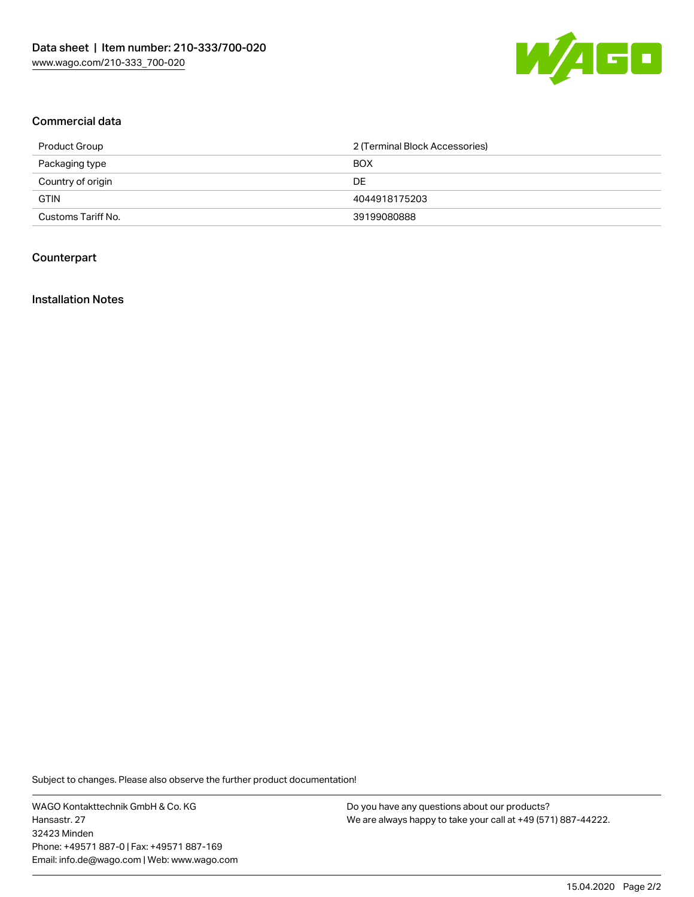## Commercial data

| | |
|---|---|
| Product Group | 2 (Terminal Block Accessories) |
| Packaging type | BOX |
| Country of origin | DE |
| GTIN | 4044918175203 |
| Customs Tariff No. | 39199080888 |

## Counterpart

## Installation Notes

Subject to changes. Please also observe the further product documentation!

WAGO Kontakttechnik GmbH & Co. KG
Hansastr. 27
32423 Minden
Phone: +49571 887-0 | Fax: +49571 887-169
Email: info.de@wago.com | Web: www.wago.com

Do you have any questions about our products?
We are always happy to take your call at +49 (571) 887-44222.

15.04.2020